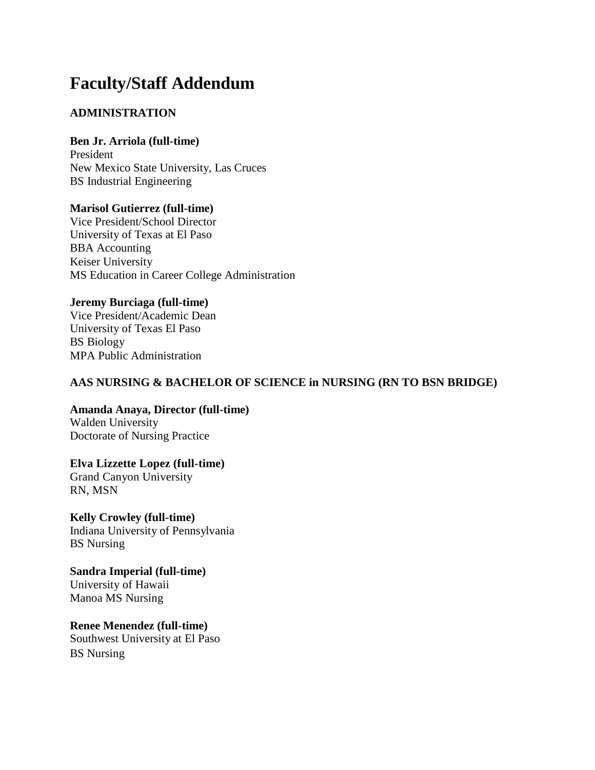# Faculty/Staff Addendum

## ADMINISTRATION

**Ben Jr. Arriola (full-time)**
President
New Mexico State University, Las Cruces
BS Industrial Engineering

**Marisol Gutierrez (full-time)**
Vice President/School Director
University of Texas at El Paso
BBA Accounting
Keiser University
MS Education in Career College Administration

**Jeremy Burciaga (full-time)**
Vice President/Academic Dean
University of Texas El Paso
BS Biology
MPA Public Administration

## AAS NURSING & BACHELOR OF SCIENCE in NURSING (RN TO BSN BRIDGE)

**Amanda Anaya, Director (full-time)**
Walden University
Doctorate of Nursing Practice

**Elva Lizzette Lopez (full-time)**
Grand Canyon University
RN, MSN

**Kelly Crowley (full-time)**
Indiana University of Pennsylvania
BS Nursing

**Sandra Imperial (full-time)**
University of Hawaii
Manoa MS Nursing

**Renee Menendez (full-time)**
Southwest University at El Paso
BS Nursing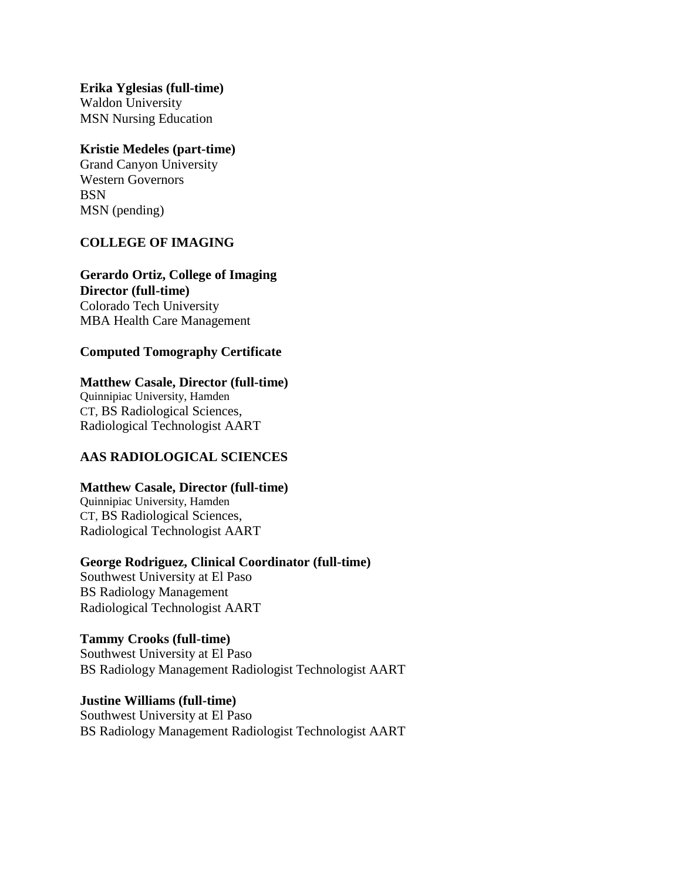**Erika Yglesias (full-time)**
Waldon University
MSN Nursing Education

**Kristie Medeles (part-time)**
Grand Canyon University
Western Governors
BSN
MSN (pending)

## COLLEGE OF IMAGING

**Gerardo Ortiz, College of Imaging Director (full-time)**
Colorado Tech University
MBA Health Care Management

### Computed Tomography Certificate

**Matthew Casale, Director (full-time)**
Quinnipiac University, Hamden
CT, BS Radiological Sciences,
Radiological Technologist AART

### AAS RADIOLOGICAL SCIENCES

**Matthew Casale, Director (full-time)**
Quinnipiac University, Hamden
CT, BS Radiological Sciences,
Radiological Technologist AART

**George Rodriguez, Clinical Coordinator (full-time)**
Southwest University at El Paso
BS Radiology Management
Radiological Technologist AART

**Tammy Crooks (full-time)**
Southwest University at El Paso
BS Radiology Management Radiologist Technologist AART

**Justine Williams (full-time)**
Southwest University at El Paso
BS Radiology Management Radiologist Technologist AART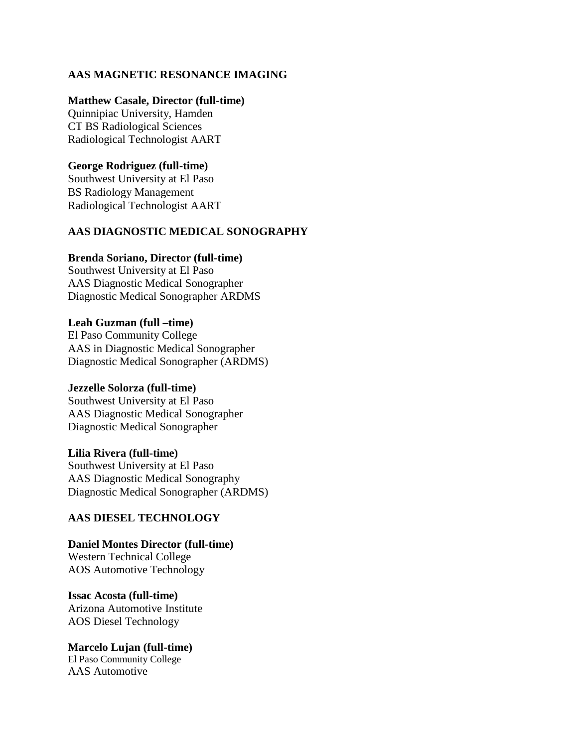## AAS MAGNETIC RESONANCE IMAGING

**Matthew Casale, Director (full-time)**
Quinnipiac University, Hamden
CT BS Radiological Sciences
Radiological Technologist AART

**George Rodriguez (full-time)**
Southwest University at El Paso
BS Radiology Management
Radiological Technologist AART

## AAS DIAGNOSTIC MEDICAL SONOGRAPHY

**Brenda Soriano, Director (full-time)**
Southwest University at El Paso
AAS Diagnostic Medical Sonographer
Diagnostic Medical Sonographer ARDMS

**Leah Guzman (full –time)**
El Paso Community College
AAS in Diagnostic Medical Sonographer
Diagnostic Medical Sonographer (ARDMS)

**Jezzelle Solorza (full-time)**
Southwest University at El Paso
AAS Diagnostic Medical Sonographer
Diagnostic Medical Sonographer

**Lilia Rivera (full-time)**
Southwest University at El Paso
AAS Diagnostic Medical Sonography
Diagnostic Medical Sonographer (ARDMS)

## AAS DIESEL TECHNOLOGY

**Daniel Montes Director (full-time)**
Western Technical College
AOS Automotive Technology

**Issac Acosta (full-time)**
Arizona Automotive Institute
AOS Diesel Technology

**Marcelo Lujan (full-time)**
El Paso Community College
AAS Automotive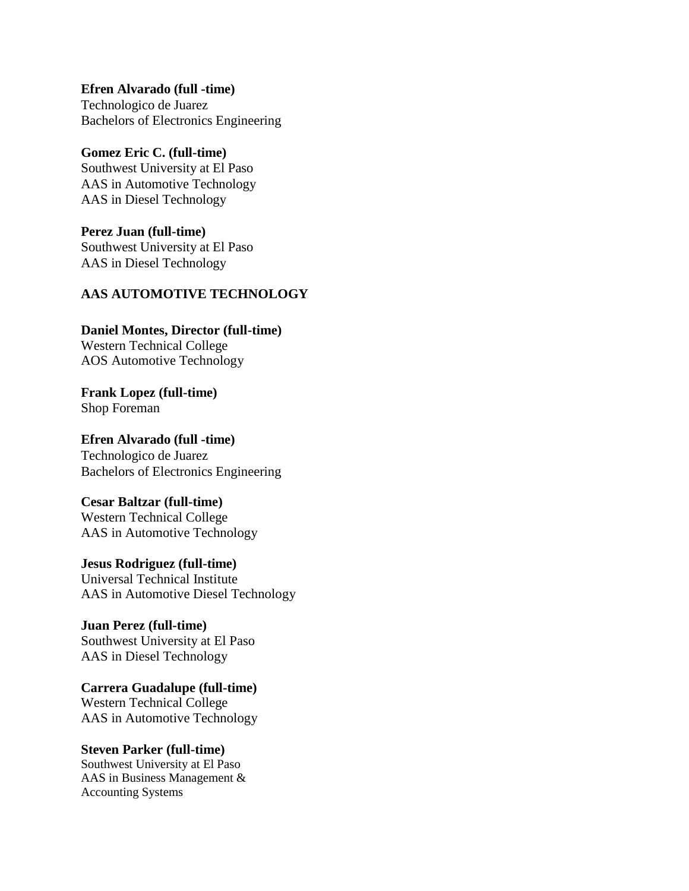**Efren Alvarado (full -time)**
Technologico de Juarez
Bachelors of Electronics Engineering

**Gomez Eric C. (full-time)**
Southwest University at El Paso
AAS in Automotive Technology
AAS in Diesel Technology

**Perez Juan (full-time)**
Southwest University at El Paso
AAS in Diesel Technology

**AAS AUTOMOTIVE TECHNOLOGY**

**Daniel Montes, Director (full-time)**
Western Technical College
AOS Automotive Technology

**Frank Lopez (full-time)**
Shop Foreman

**Efren Alvarado (full -time)**
Technologico de Juarez
Bachelors of Electronics Engineering

**Cesar Baltzar (full-time)**
Western Technical College
AAS in Automotive Technology

**Jesus Rodriguez (full-time)**
Universal Technical Institute
AAS in Automotive Diesel Technology

**Juan Perez (full-time)**
Southwest University at El Paso
AAS in Diesel Technology

**Carrera Guadalupe (full-time)**
Western Technical College
AAS in Automotive Technology

**Steven Parker (full-time)**
Southwest University at El Paso
AAS in Business Management &
Accounting Systems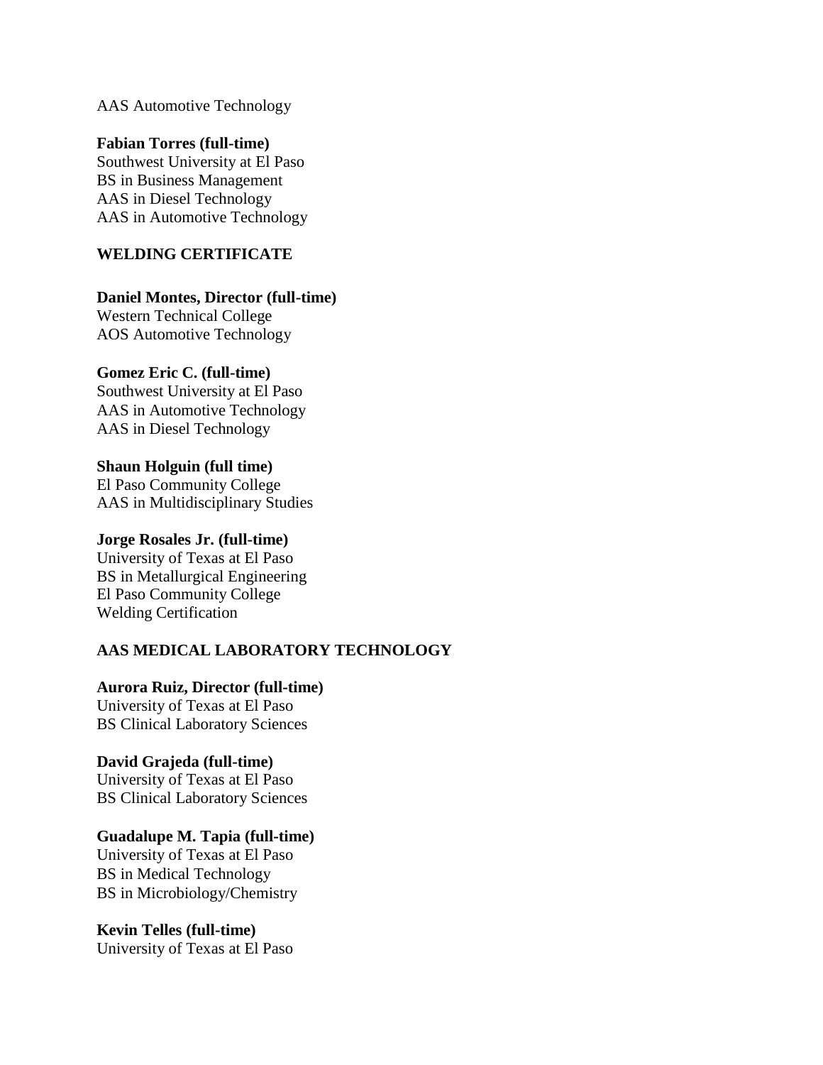AAS Automotive Technology

**Fabian Torres (full-time)**
Southwest University at El Paso
BS in Business Management
AAS in Diesel Technology
AAS in Automotive Technology

## WELDING CERTIFICATE

**Daniel Montes, Director (full-time)**
Western Technical College
AOS Automotive Technology

**Gomez Eric C. (full-time)**
Southwest University at El Paso
AAS in Automotive Technology
AAS in Diesel Technology

**Shaun Holguin (full time)**
El Paso Community College
AAS in Multidisciplinary Studies

**Jorge Rosales Jr. (full-time)**
University of Texas at El Paso
BS in Metallurgical Engineering
El Paso Community College
Welding Certification

## AAS MEDICAL LABORATORY TECHNOLOGY

**Aurora Ruiz, Director (full-time)**
University of Texas at El Paso
BS Clinical Laboratory Sciences

**David Grajeda (full-time)**
University of Texas at El Paso
BS Clinical Laboratory Sciences

**Guadalupe M. Tapia (full-time)**
University of Texas at El Paso
BS in Medical Technology
BS in Microbiology/Chemistry

**Kevin Telles (full-time)**
University of Texas at El Paso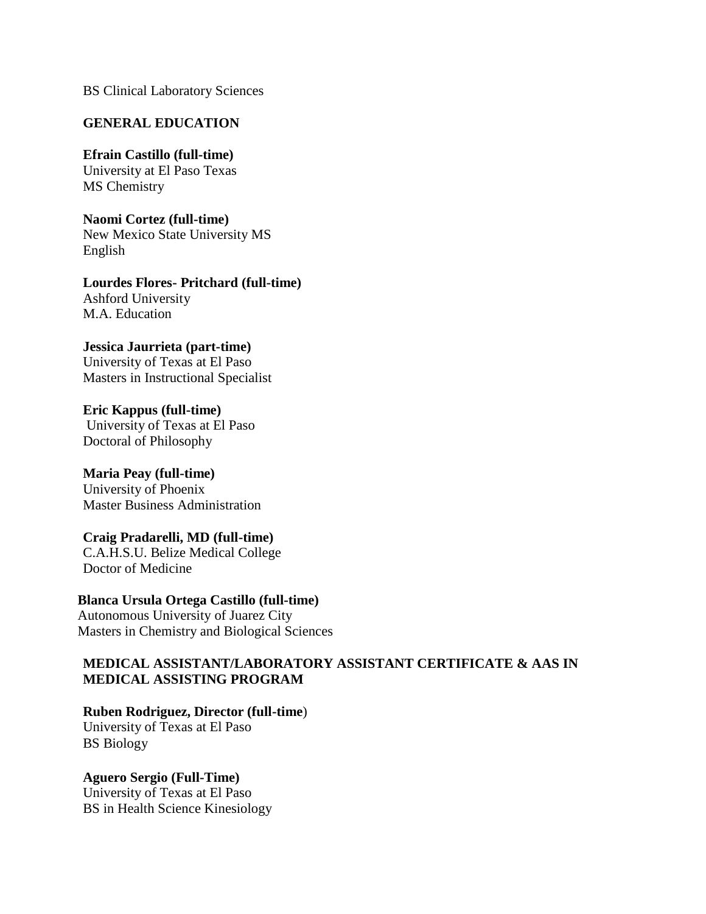BS Clinical Laboratory Sciences

## GENERAL EDUCATION

**Efrain Castillo (full-time)**
University at El Paso Texas
MS Chemistry

**Naomi Cortez (full-time)**
New Mexico State University MS
English

**Lourdes Flores- Pritchard (full-time)**
Ashford University
M.A. Education

**Jessica Jaurrieta (part-time)**
University of Texas at El Paso
Masters in Instructional Specialist

**Eric Kappus (full-time)**
University of Texas at El Paso
Doctoral of Philosophy

**Maria Peay (full-time)**
University of Phoenix
Master Business Administration

**Craig Pradarelli, MD (full-time)**
C.A.H.S.U. Belize Medical College
Doctor of Medicine

**Blanca Ursula Ortega Castillo (full-time)**
Autonomous University of Juarez City
Masters in Chemistry and Biological Sciences

## MEDICAL ASSISTANT/LABORATORY ASSISTANT CERTIFICATE & AAS IN MEDICAL ASSISTING PROGRAM

**Ruben Rodriguez, Director (full-time**)
University of Texas at El Paso
BS Biology

**Aguero Sergio (Full-Time)**
University of Texas at El Paso
BS in Health Science Kinesiology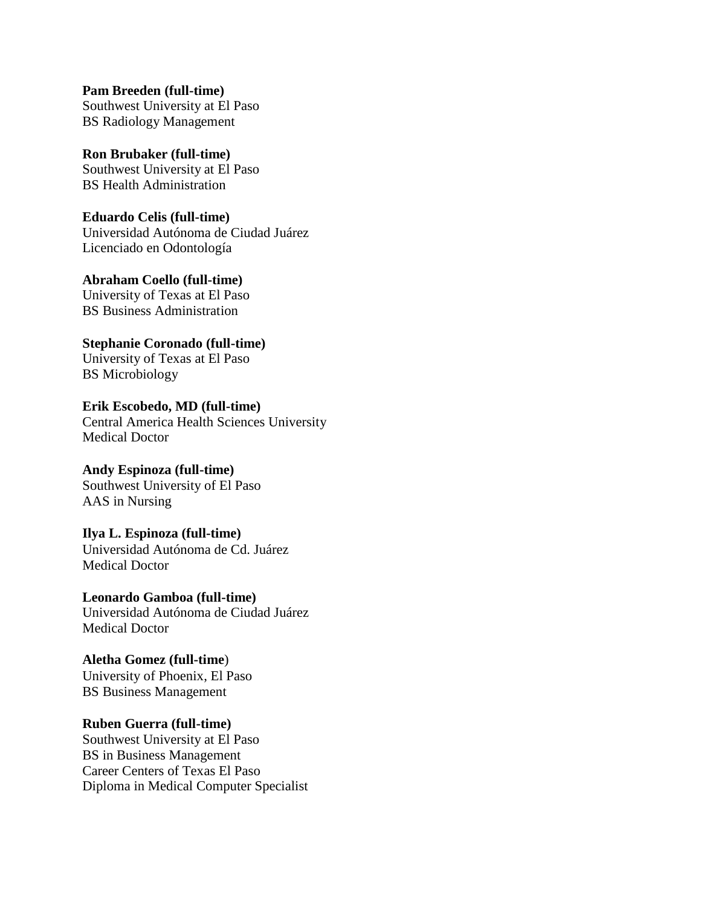**Pam Breeden (full-time)**
Southwest University at El Paso
BS Radiology Management

**Ron Brubaker (full-time)**
Southwest University at El Paso
BS Health Administration

**Eduardo Celis (full-time)**
Universidad Autónoma de Ciudad Juárez
Licenciado en Odontología

**Abraham Coello (full-time)**
University of Texas at El Paso
BS Business Administration

**Stephanie Coronado (full-time)**
University of Texas at El Paso
BS Microbiology

**Erik Escobedo, MD (full-time)**
Central America Health Sciences University
Medical Doctor

**Andy Espinoza (full-time)**
Southwest University of El Paso
AAS in Nursing

**Ilya L. Espinoza (full-time)**
Universidad Autónoma de Cd. Juárez
Medical Doctor

**Leonardo Gamboa (full-time)**
Universidad Autónoma de Ciudad Juárez
Medical Doctor

**Aletha Gomez (full-time)**
University of Phoenix, El Paso
BS Business Management

**Ruben Guerra (full-time)**
Southwest University at El Paso
BS in Business Management
Career Centers of Texas El Paso
Diploma in Medical Computer Specialist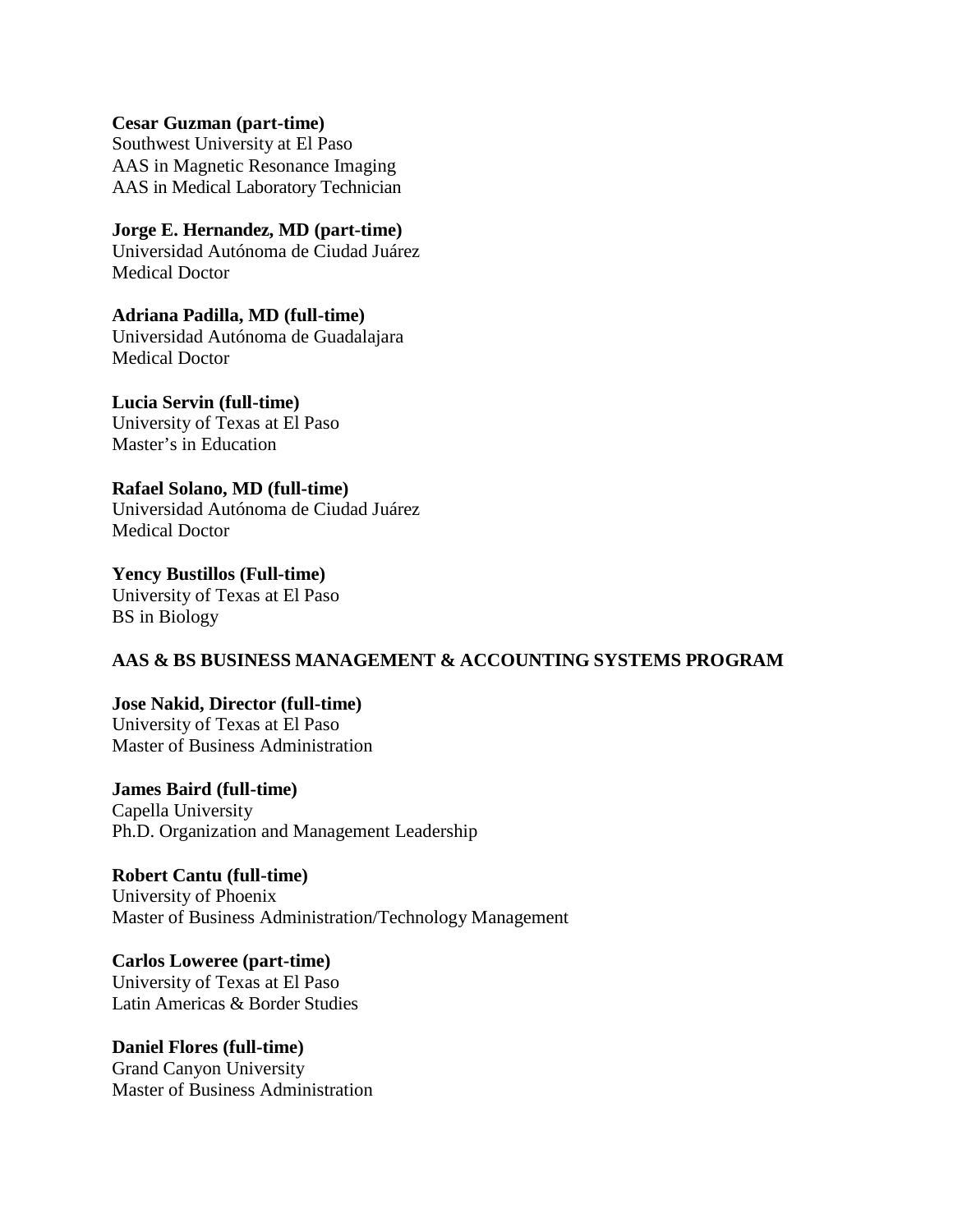**Cesar Guzman (part-time)**
Southwest University at El Paso
AAS in Magnetic Resonance Imaging
AAS in Medical Laboratory Technician

**Jorge E. Hernandez, MD (part-time)**
Universidad Autónoma de Ciudad Juárez
Medical Doctor

**Adriana Padilla, MD (full-time)**
Universidad Autónoma de Guadalajara
Medical Doctor

**Lucia Servin (full-time)**
University of Texas at El Paso
Master's in Education

**Rafael Solano, MD (full-time)**
Universidad Autónoma de Ciudad Juárez
Medical Doctor

**Yency Bustillos (Full-time)**
University of Texas at El Paso
BS in Biology

**AAS & BS BUSINESS MANAGEMENT & ACCOUNTING SYSTEMS PROGRAM**

**Jose Nakid, Director (full-time)**
University of Texas at El Paso
Master of Business Administration

**James Baird (full-time)**
Capella University
Ph.D. Organization and Management Leadership

**Robert Cantu (full-time)**
University of Phoenix
Master of Business Administration/Technology Management

**Carlos Loweree (part-time)**
University of Texas at El Paso
Latin Americas & Border Studies

**Daniel Flores (full-time)**
Grand Canyon University
Master of Business Administration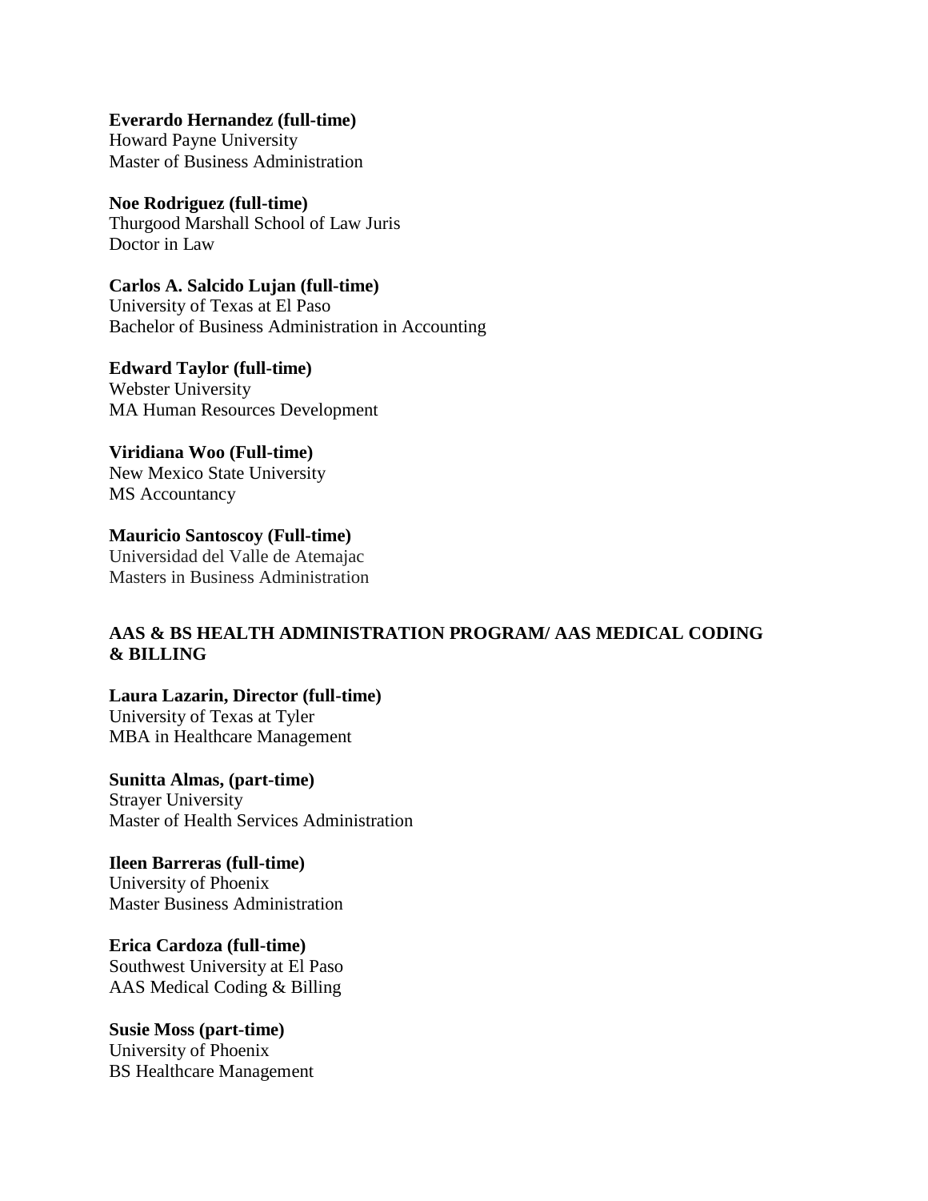**Everardo Hernandez (full-time)**
Howard Payne University
Master of Business Administration

**Noe Rodriguez (full-time)**
Thurgood Marshall School of Law Juris
Doctor in Law

**Carlos A. Salcido Lujan (full-time)**
University of Texas at El Paso
Bachelor of Business Administration in Accounting

**Edward Taylor (full-time)**
Webster University
MA Human Resources Development

**Viridiana Woo (Full-time)**
New Mexico State University
MS Accountancy

**Mauricio Santoscoy (Full-time)**
Universidad del Valle de Atemajac
Masters in Business Administration

## AAS & BS HEALTH ADMINISTRATION PROGRAM/ AAS MEDICAL CODING & BILLING

**Laura Lazarin, Director (full-time)**
University of Texas at Tyler
MBA in Healthcare Management

**Sunitta Almas, (part-time)**
Strayer University
Master of Health Services Administration

**Ileen Barreras (full-time)**
University of Phoenix
Master Business Administration

**Erica Cardoza (full-time)**
Southwest University at El Paso
AAS Medical Coding & Billing

**Susie Moss (part-time)**
University of Phoenix
BS Healthcare Management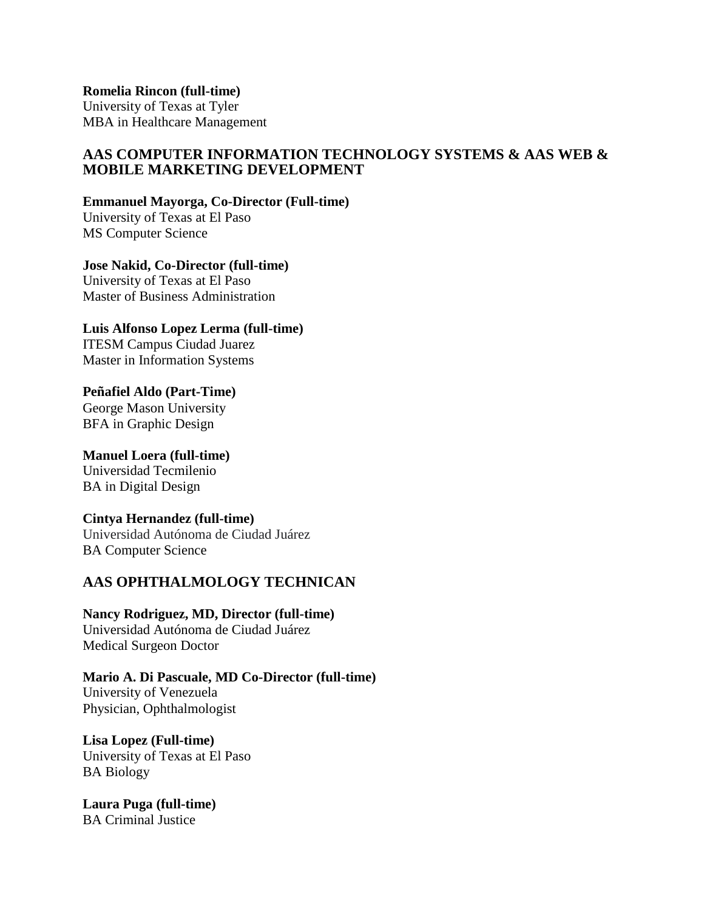**Romelia Rincon (full-time)**
University of Texas at Tyler
MBA in Healthcare Management

## AAS COMPUTER INFORMATION TECHNOLOGY SYSTEMS & AAS WEB & MOBILE MARKETING DEVELOPMENT

**Emmanuel Mayorga, Co-Director (Full-time)**
University of Texas at El Paso
MS Computer Science

**Jose Nakid, Co-Director (full-time)**
University of Texas at El Paso
Master of Business Administration

**Luis Alfonso Lopez Lerma (full-time)**
ITESM Campus Ciudad Juarez
Master in Information Systems

**Peñafiel Aldo (Part-Time)**
George Mason University
BFA in Graphic Design

**Manuel Loera (full-time)**
Universidad Tecmilenio
BA in Digital Design

**Cintya Hernandez (full-time)**
Universidad Autónoma de Ciudad Juárez
BA Computer Science

## AAS OPHTHALMOLOGY TECHNICAN

**Nancy Rodriguez, MD, Director (full-time)**
Universidad Autónoma de Ciudad Juárez
Medical Surgeon Doctor

**Mario A. Di Pascuale, MD Co-Director (full-time)**
University of Venezuela
Physician, Ophthalmologist

**Lisa Lopez (Full-time)**
University of Texas at El Paso
BA Biology

**Laura Puga (full-time)**
BA Criminal Justice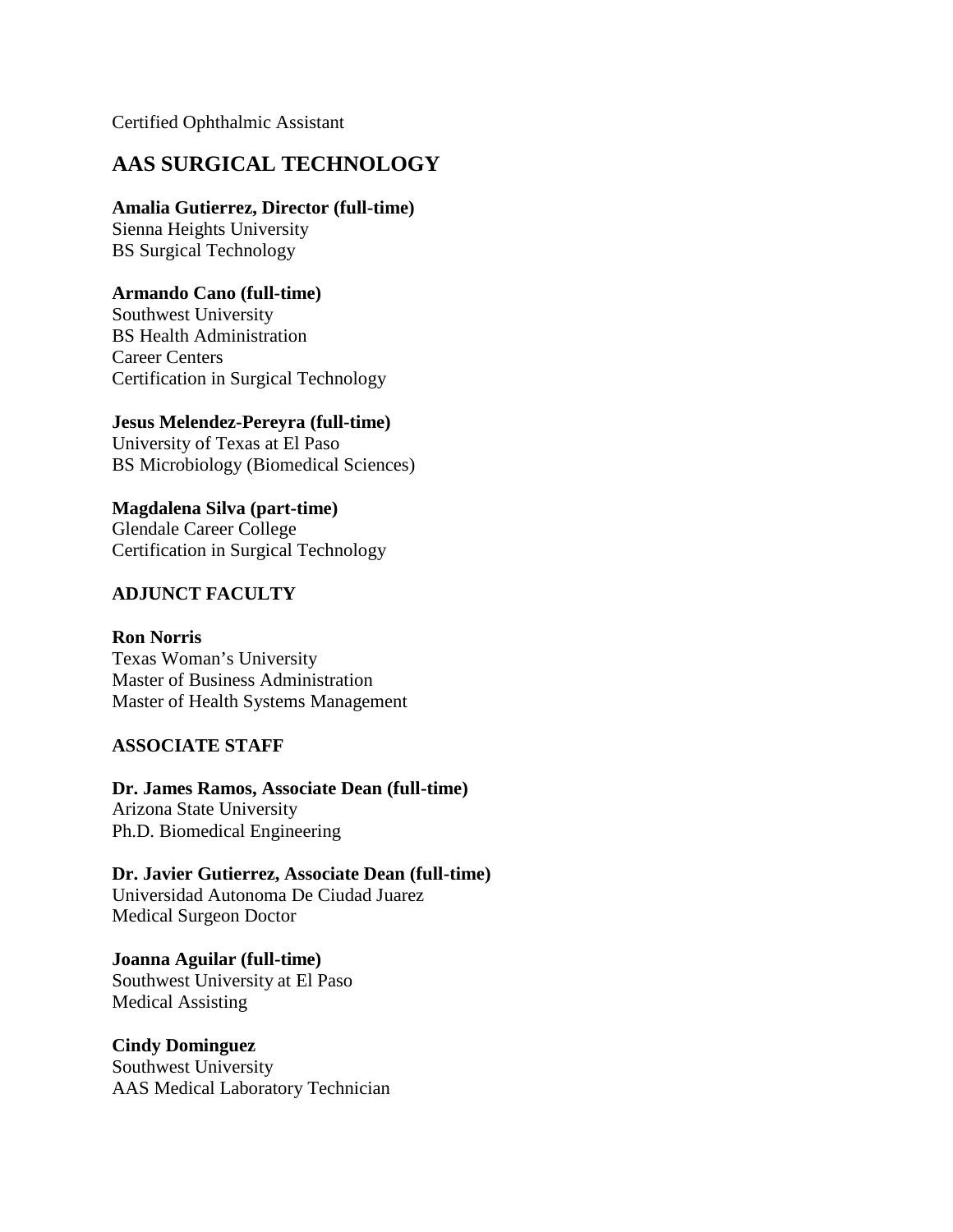Certified Ophthalmic Assistant

## AAS SURGICAL TECHNOLOGY

**Amalia Gutierrez, Director (full-time)**
Sienna Heights University
BS Surgical Technology

**Armando Cano (full-time)**
Southwest University
BS Health Administration
Career Centers
Certification in Surgical Technology

**Jesus Melendez-Pereyra (full-time)**
University of Texas at El Paso
BS Microbiology (Biomedical Sciences)

**Magdalena Silva (part-time)**
Glendale Career College
Certification in Surgical Technology

### ADJUNCT FACULTY

**Ron Norris**
Texas Woman's University
Master of Business Administration
Master of Health Systems Management

### ASSOCIATE STAFF

**Dr. James Ramos, Associate Dean (full-time)**
Arizona State University
Ph.D. Biomedical Engineering

**Dr. Javier Gutierrez, Associate Dean (full-time)**
Universidad Autonoma De Ciudad Juarez
Medical Surgeon Doctor

**Joanna Aguilar (full-time)**
Southwest University at El Paso
Medical Assisting

**Cindy Dominguez**
Southwest University
AAS Medical Laboratory Technician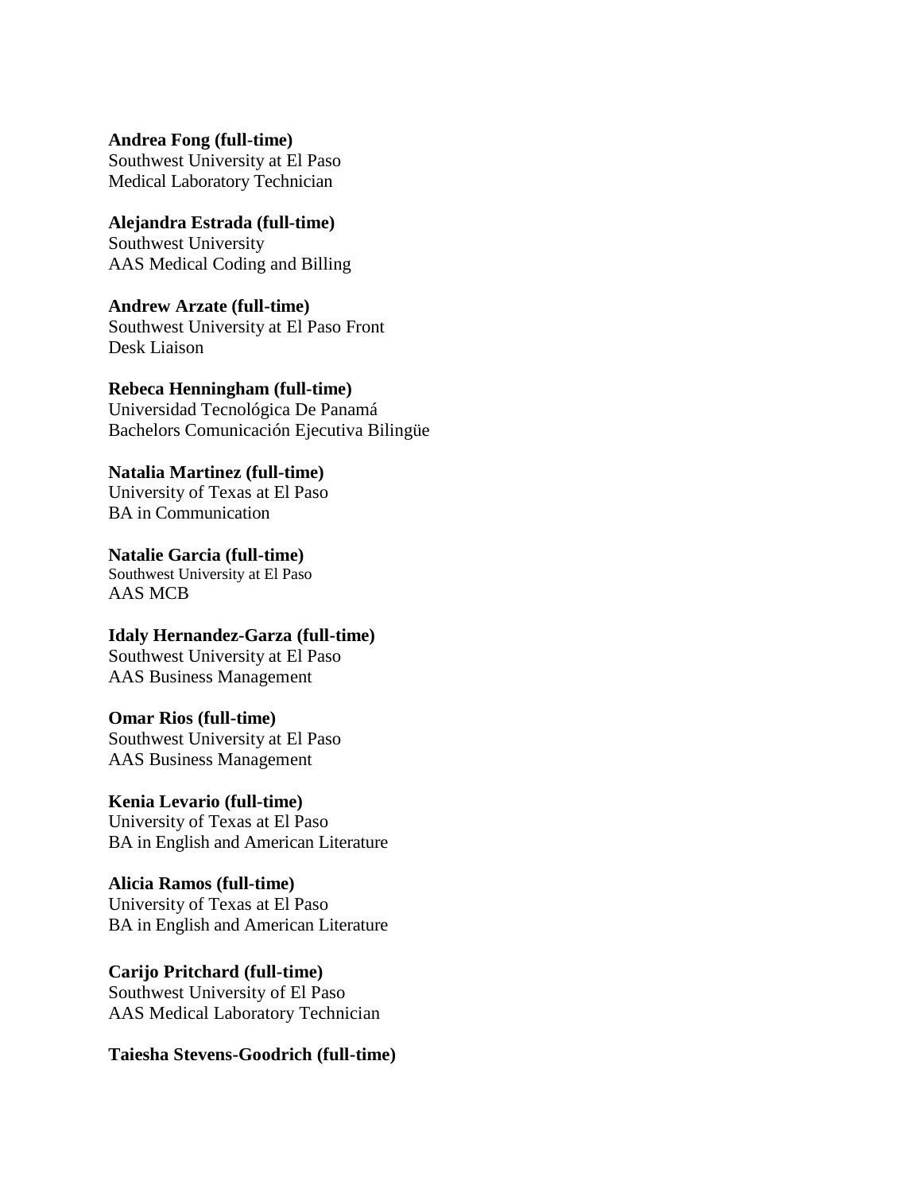**Andrea Fong (full-time)**
Southwest University at El Paso
Medical Laboratory Technician

**Alejandra Estrada (full-time)**
Southwest University
AAS Medical Coding and Billing

**Andrew Arzate (full-time)**
Southwest University at El Paso Front
Desk Liaison

**Rebeca Henningham (full-time)**
Universidad Tecnológica De Panamá
Bachelors Comunicación Ejecutiva Bilingüe

**Natalia Martinez (full-time)**
University of Texas at El Paso
BA in Communication

**Natalie Garcia (full-time)**
Southwest University at El Paso
AAS MCB

**Idaly Hernandez-Garza (full-time)**
Southwest University at El Paso
AAS Business Management

**Omar Rios (full-time)**
Southwest University at El Paso
AAS Business Management

**Kenia Levario (full-time)**
University of Texas at El Paso
BA in English and American Literature

**Alicia Ramos (full-time)**
University of Texas at El Paso
BA in English and American Literature

**Carijo Pritchard (full-time)**
Southwest University of El Paso
AAS Medical Laboratory Technician

**Taiesha Stevens-Goodrich (full-time)**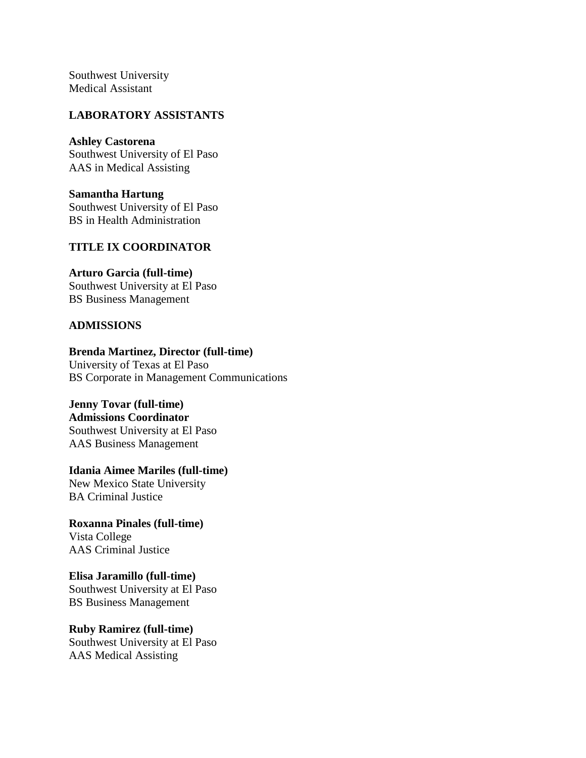Southwest University
Medical Assistant

### LABORATORY ASSISTANTS

**Ashley Castorena**
Southwest University of El Paso
AAS in Medical Assisting

**Samantha Hartung**
Southwest University of El Paso
BS in Health Administration

### TITLE IX COORDINATOR

**Arturo Garcia (full-time)**
Southwest University at El Paso
BS Business Management

### ADMISSIONS

**Brenda Martinez, Director (full-time)**
University of Texas at El Paso
BS Corporate in Management Communications

**Jenny Tovar (full-time)**
**Admissions Coordinator**
Southwest University at El Paso
AAS Business Management

**Idania Aimee Mariles (full-time)**
New Mexico State University
BA Criminal Justice

**Roxanna Pinales (full-time)**
Vista College
AAS Criminal Justice

**Elisa Jaramillo (full-time)**
Southwest University at El Paso
BS Business Management

**Ruby Ramirez (full-time)**
Southwest University at El Paso
AAS Medical Assisting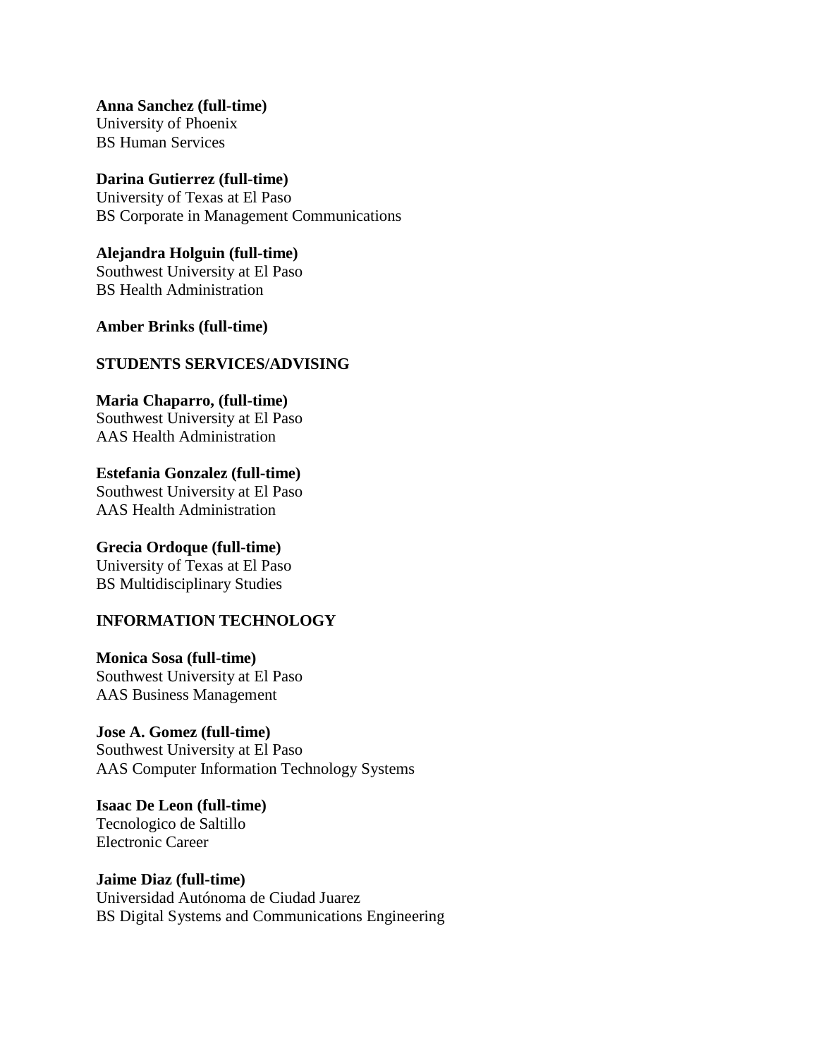**Anna Sanchez (full-time)**
University of Phoenix
BS Human Services

**Darina Gutierrez (full-time)**
University of Texas at El Paso
BS Corporate in Management Communications

**Alejandra Holguin (full-time)**
Southwest University at El Paso
BS Health Administration

**Amber Brinks (full-time)**

## STUDENTS SERVICES/ADVISING

**Maria Chaparro, (full-time)**
Southwest University at El Paso
AAS Health Administration

**Estefania Gonzalez (full-time)**
Southwest University at El Paso
AAS Health Administration

**Grecia Ordoque (full-time)**
University of Texas at El Paso
BS Multidisciplinary Studies

## INFORMATION TECHNOLOGY

**Monica Sosa (full-time)**
Southwest University at El Paso
AAS Business Management

**Jose A. Gomez (full-time)**
Southwest University at El Paso
AAS Computer Information Technology Systems

**Isaac De Leon (full-time)**
Tecnologico de Saltillo
Electronic Career

**Jaime Diaz (full-time)**
Universidad Autónoma de Ciudad Juarez
BS Digital Systems and Communications Engineering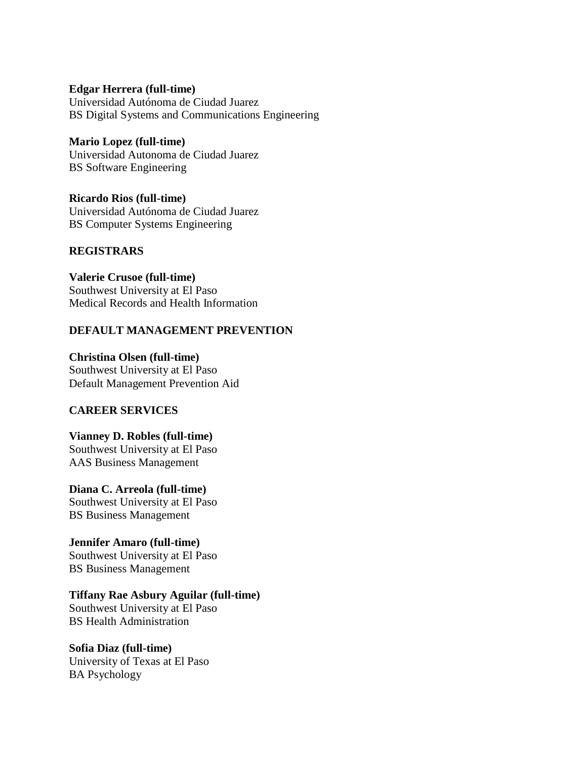**Edgar Herrera (full-time)**
Universidad Autónoma de Ciudad Juarez
BS Digital Systems and Communications Engineering

**Mario Lopez (full-time)**
Universidad Autonoma de Ciudad Juarez
BS Software Engineering

**Ricardo Rios (full-time)**
Universidad Autónoma de Ciudad Juarez
BS Computer Systems Engineering

## REGISTRARS

**Valerie Crusoe (full-time)**
Southwest University at El Paso
Medical Records and Health Information

## DEFAULT MANAGEMENT PREVENTION

**Christina Olsen (full-time)**
Southwest University at El Paso
Default Management Prevention Aid

## CAREER SERVICES

**Vianney D. Robles (full-time)**
Southwest University at El Paso
AAS Business Management

**Diana C. Arreola (full-time)**
Southwest University at El Paso
BS Business Management

**Jennifer Amaro (full-time)**
Southwest University at El Paso
BS Business Management

**Tiffany Rae Asbury Aguilar (full-time)**
Southwest University at El Paso
BS Health Administration

**Sofia Diaz (full-time)**
University of Texas at El Paso
BA Psychology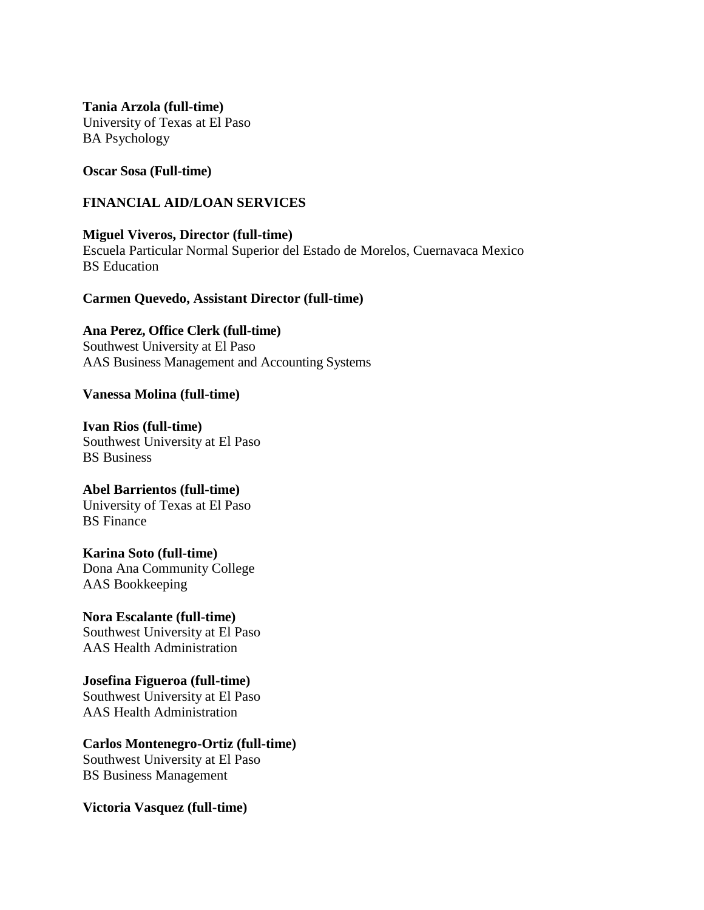**Tania Arzola (full-time)**
University of Texas at El Paso
BA Psychology

**Oscar Sosa (Full-time)**

**FINANCIAL AID/LOAN SERVICES**

**Miguel Viveros, Director (full-time)**
Escuela Particular Normal Superior del Estado de Morelos, Cuernavaca Mexico
BS Education

**Carmen Quevedo, Assistant Director (full-time)**

**Ana Perez, Office Clerk (full-time)**
Southwest University at El Paso
AAS Business Management and Accounting Systems

**Vanessa Molina (full-time)**

**Ivan Rios (full-time)**
Southwest University at El Paso
BS Business

**Abel Barrientos (full-time)**
University of Texas at El Paso
BS Finance

**Karina Soto (full-time)**
Dona Ana Community College
AAS Bookkeeping

**Nora Escalante (full-time)**
Southwest University at El Paso
AAS Health Administration

**Josefina Figueroa (full-time)**
Southwest University at El Paso
AAS Health Administration

**Carlos Montenegro-Ortiz (full-time)**
Southwest University at El Paso
BS Business Management

**Victoria Vasquez (full-time)**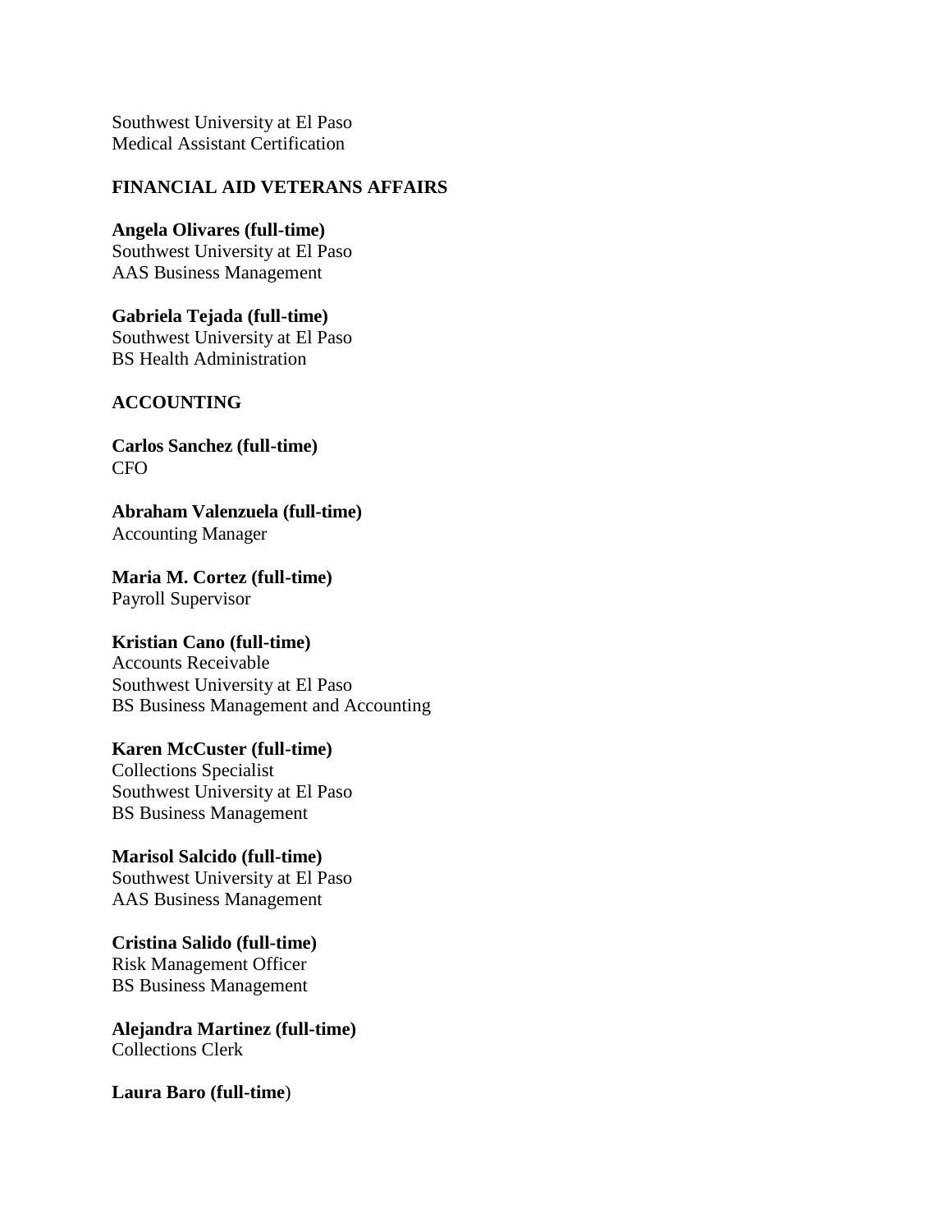Southwest University at El Paso
Medical Assistant Certification

**FINANCIAL AID VETERANS AFFAIRS**

**Angela Olivares (full-time)**
Southwest University at El Paso
AAS Business Management

**Gabriela Tejada (full-time)**
Southwest University at El Paso
BS Health Administration

**ACCOUNTING**

**Carlos Sanchez (full-time)**
CFO

**Abraham Valenzuela (full-time)**
Accounting Manager

**Maria M. Cortez (full-time)**
Payroll Supervisor

**Kristian Cano (full-time)**
Accounts Receivable
Southwest University at El Paso
BS Business Management and Accounting

**Karen McCuster (full-time)**
Collections Specialist
Southwest University at El Paso
BS Business Management

**Marisol Salcido (full-time)**
Southwest University at El Paso
AAS Business Management

**Cristina Salido (full-time)**
Risk Management Officer
BS Business Management

**Alejandra Martinez (full-time)**
Collections Clerk

**Laura Baro (full-time)**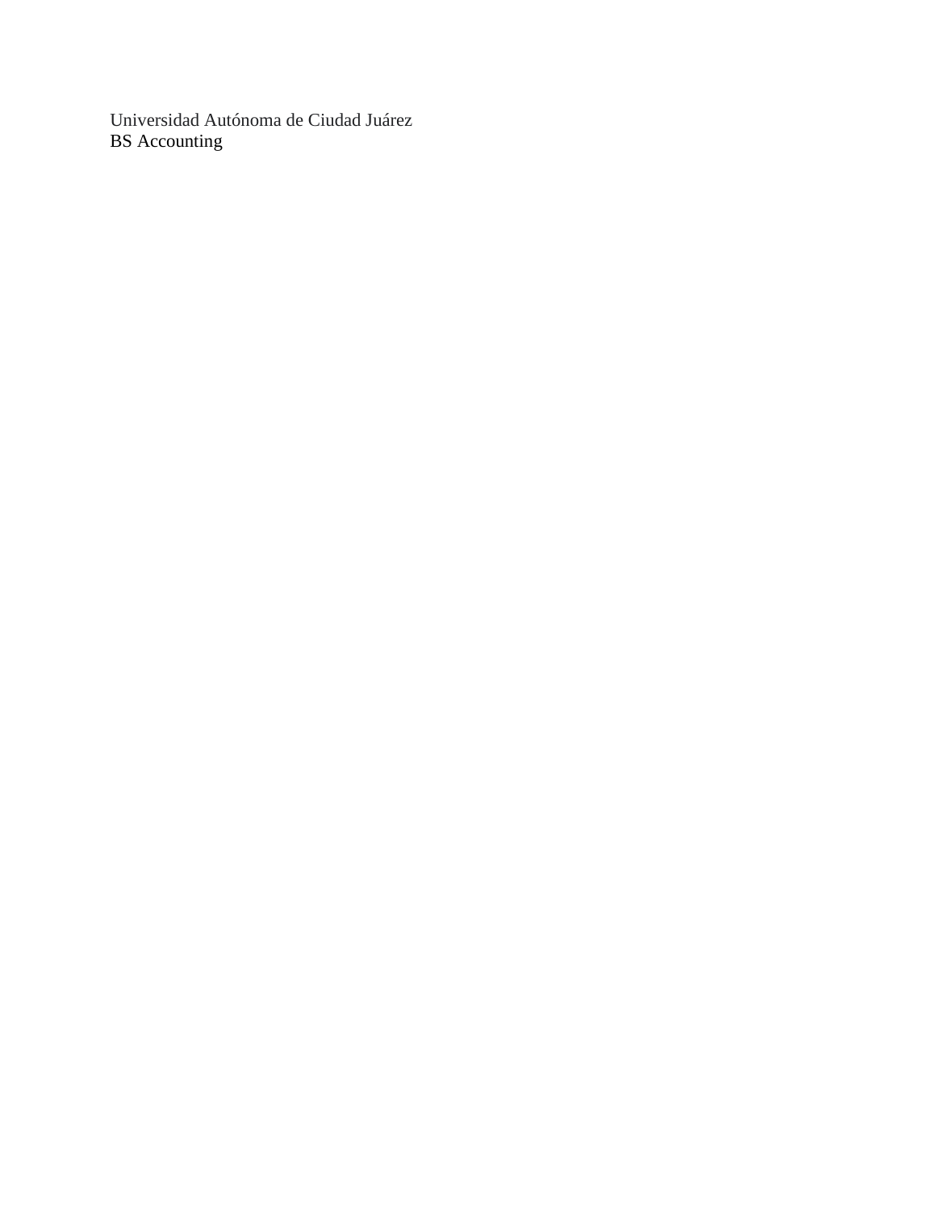Universidad Autónoma de Ciudad Juárez
BS Accounting